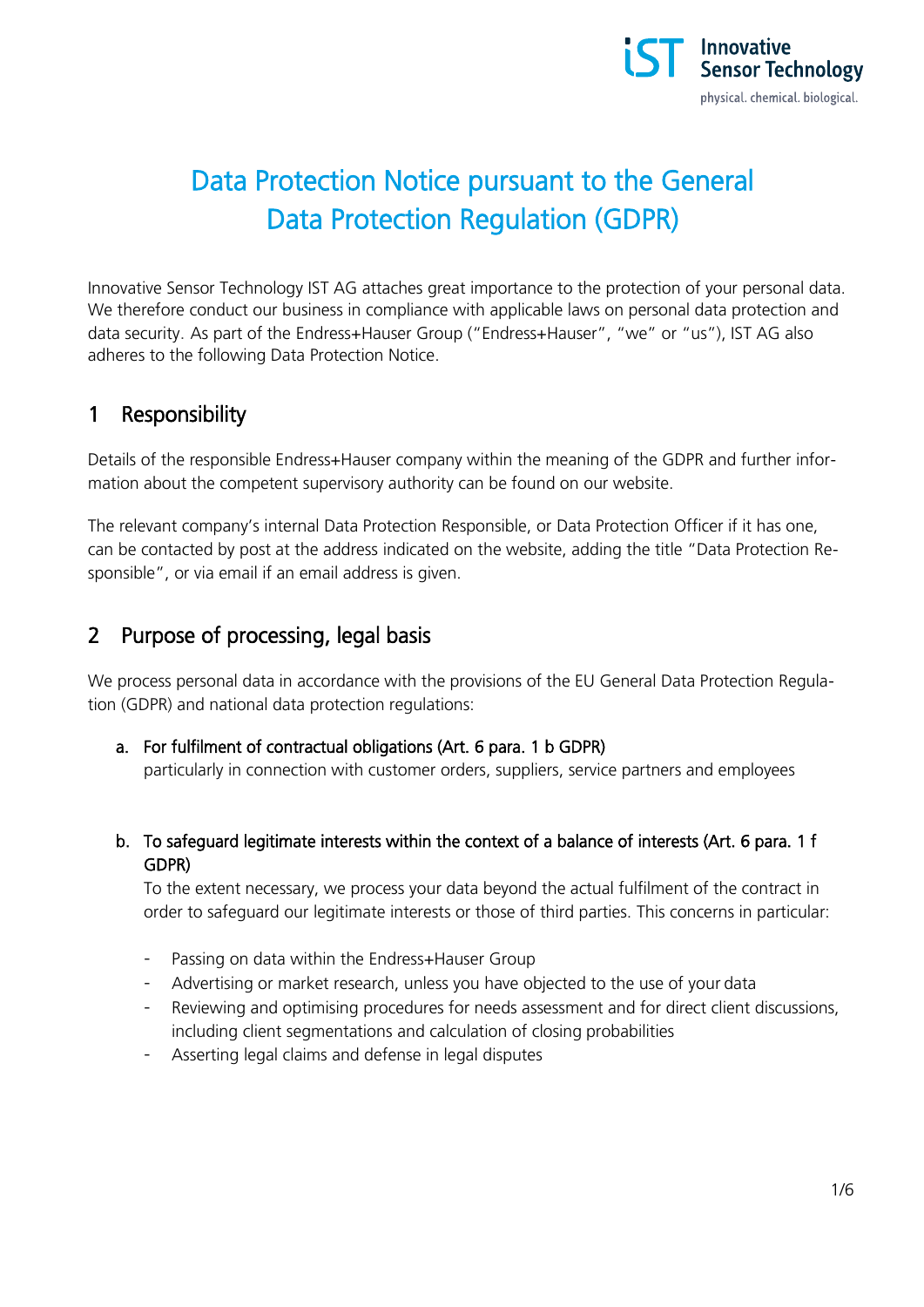# Data Protection Notice pursuant to the General Data Protection Regulation (GDPR)

Innovative Sensor Technology IST AG attaches great importance to the protection of your personal data. We therefore conduct our business in compliance with applicable laws on personal data protection and data security. As part of the Endress+Hauser Group ("Endress+Hauser", "we" or "us"), IST AG also adheres to the following Data Protection Notice.

## 1 Responsibility

Details of the responsible Endress+Hauser company within the meaning of the GDPR and further information about the competent supervisory authority can be found on our website.

The relevant company's internal Data Protection Responsible, or Data Protection Officer if it has one, can be contacted by post at the address indicated on the website, adding the title "Data Protection Responsible", or via email if an email address is given.

## 2 Purpose of processing, legal basis

We process personal data in accordance with the provisions of the EU General Data Protection Regulation (GDPR) and national data protection regulations:

a. **For fulfilment of contractual obligations (Art. 6 para. 1 b GDPR)**
   particularly in connection with customer orders, suppliers, service partners and employees

b. **To safeguard legitimate interests within the context of a balance of interests (Art. 6 para. 1 f GDPR)**
   To the extent necessary, we process your data beyond the actual fulfilment of the contract in order to safeguard our legitimate interests or those of third parties. This concerns in particular:

   - Passing on data within the Endress+Hauser Group
   - Advertising or market research, unless you have objected to the use of your data
   - Reviewing and optimising procedures for needs assessment and for direct client discussions, including client segmentations and calculation of closing probabilities
   - Asserting legal claims and defense in legal disputes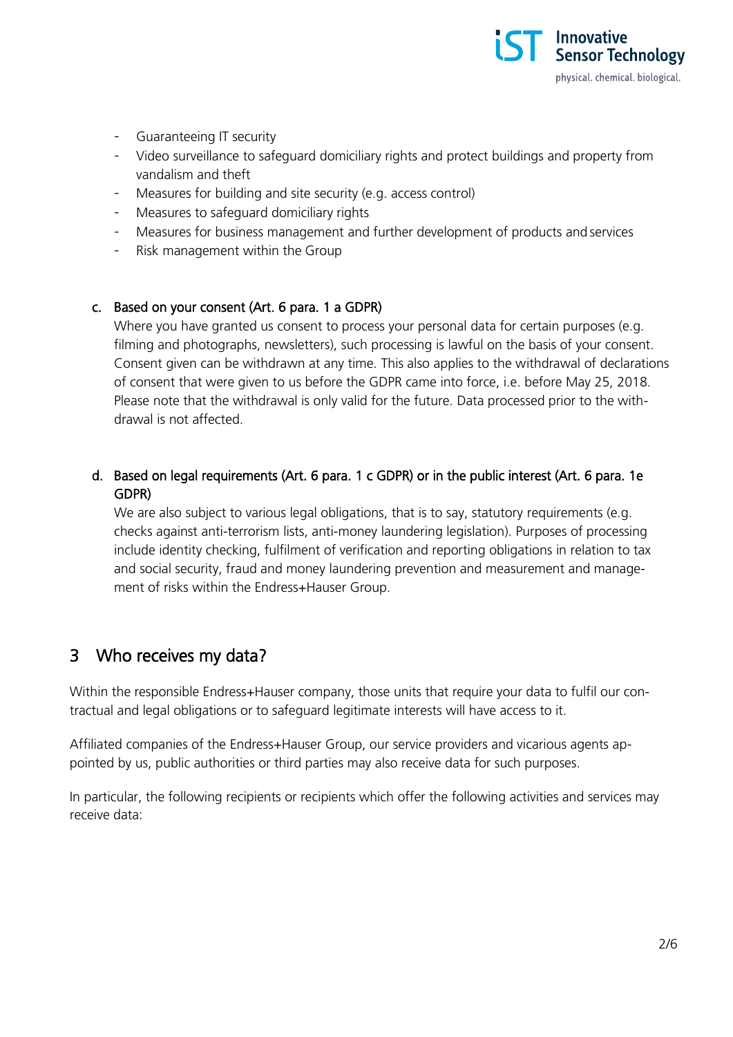- Guaranteeing IT security
- Video surveillance to safeguard domiciliary rights and protect buildings and property from vandalism and theft
- Measures for building and site security (e.g. access control)
- Measures to safeguard domiciliary rights
- Measures for business management and further development of products and services
- Risk management within the Group

c. Based on your consent (Art. 6 para. 1 a GDPR)

Where you have granted us consent to process your personal data for certain purposes (e.g. filming and photographs, newsletters), such processing is lawful on the basis of your consent. Consent given can be withdrawn at any time. This also applies to the withdrawal of declarations of consent that were given to us before the GDPR came into force, i.e. before May 25, 2018. Please note that the withdrawal is only valid for the future. Data processed prior to the withdrawal is not affected.

d. Based on legal requirements (Art. 6 para. 1 c GDPR) or in the public interest (Art. 6 para. 1e GDPR)

We are also subject to various legal obligations, that is to say, statutory requirements (e.g. checks against anti-terrorism lists, anti-money laundering legislation). Purposes of processing include identity checking, fulfilment of verification and reporting obligations in relation to tax and social security, fraud and money laundering prevention and measurement and management of risks within the Endress+Hauser Group.

## 3 Who receives my data?

Within the responsible Endress+Hauser company, those units that require your data to fulfil our contractual and legal obligations or to safeguard legitimate interests will have access to it.

Affiliated companies of the Endress+Hauser Group, our service providers and vicarious agents appointed by us, public authorities or third parties may also receive data for such purposes.

In particular, the following recipients or recipients which offer the following activities and services may receive data: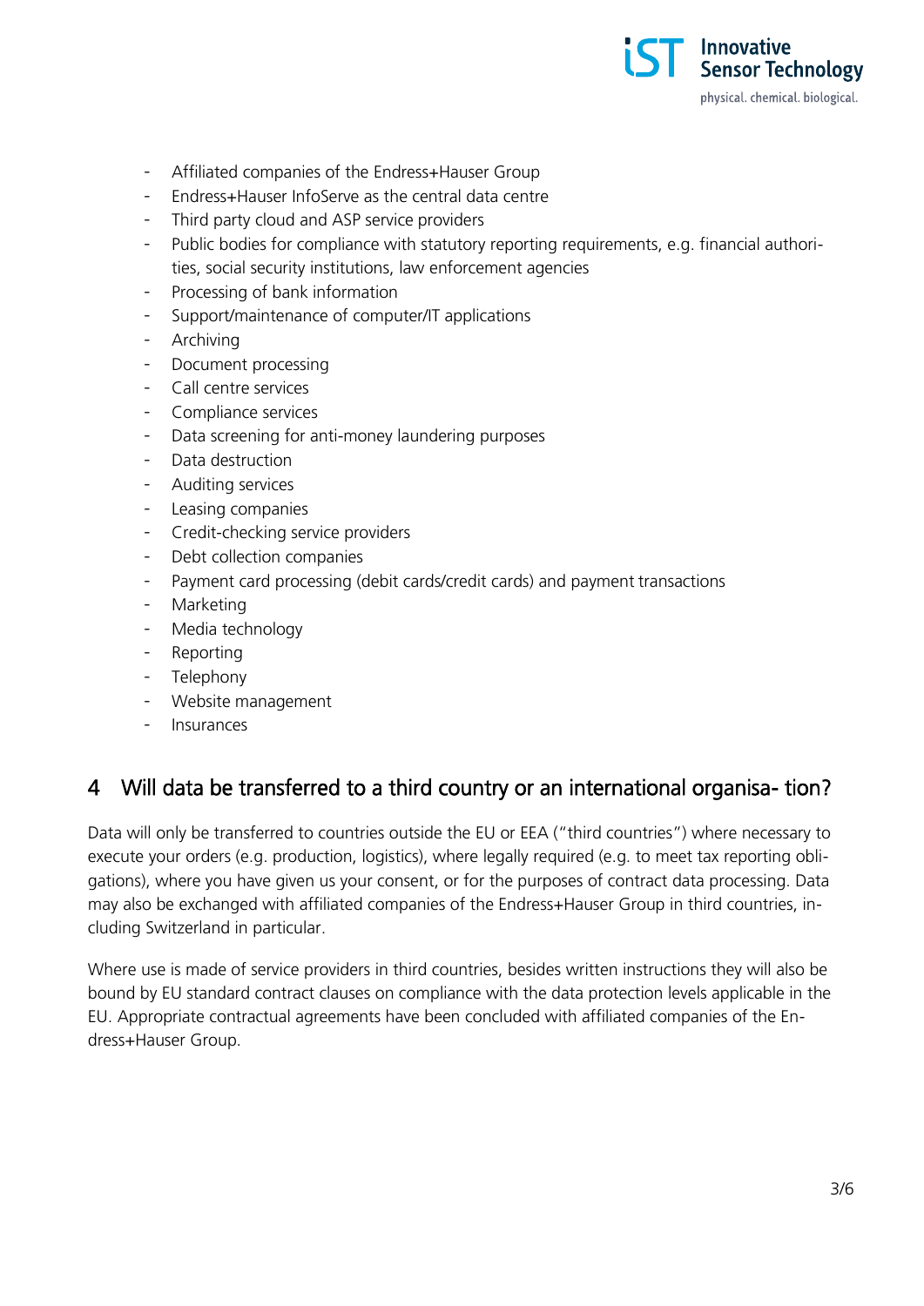- Affiliated companies of the Endress+Hauser Group
- Endress+Hauser InfoServe as the central data centre
- Third party cloud and ASP service providers
- Public bodies for compliance with statutory reporting requirements, e.g. financial authorities, social security institutions, law enforcement agencies
- Processing of bank information
- Support/maintenance of computer/IT applications
- Archiving
- Document processing
- Call centre services
- Compliance services
- Data screening for anti-money laundering purposes
- Data destruction
- Auditing services
- Leasing companies
- Credit-checking service providers
- Debt collection companies
- Payment card processing (debit cards/credit cards) and payment transactions
- Marketing
- Media technology
- Reporting
- Telephony
- Website management
- Insurances

## 4 Will data be transferred to a third country or an international organisa- tion?

Data will only be transferred to countries outside the EU or EEA ("third countries") where necessary to execute your orders (e.g. production, logistics), where legally required (e.g. to meet tax reporting obligations), where you have given us your consent, or for the purposes of contract data processing. Data may also be exchanged with affiliated companies of the Endress+Hauser Group in third countries, including Switzerland in particular.

Where use is made of service providers in third countries, besides written instructions they will also be bound by EU standard contract clauses on compliance with the data protection levels applicable in the EU. Appropriate contractual agreements have been concluded with affiliated companies of the Endress+Hauser Group.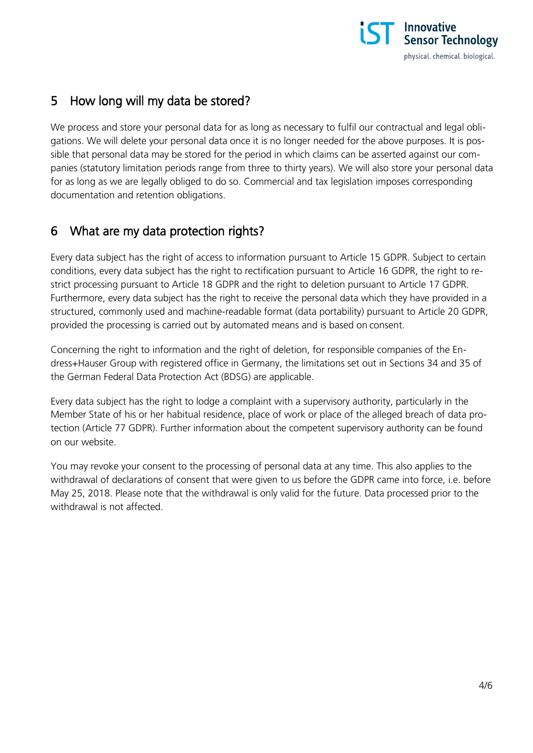## 5 How long will my data be stored?

We process and store your personal data for as long as necessary to fulfil our contractual and legal obligations. We will delete your personal data once it is no longer needed for the above purposes. It is possible that personal data may be stored for the period in which claims can be asserted against our companies (statutory limitation periods range from three to thirty years). We will also store your personal data for as long as we are legally obliged to do so. Commercial and tax legislation imposes corresponding documentation and retention obligations.

## 6 What are my data protection rights?

Every data subject has the right of access to information pursuant to Article 15 GDPR. Subject to certain conditions, every data subject has the right to rectification pursuant to Article 16 GDPR, the right to restrict processing pursuant to Article 18 GDPR and the right to deletion pursuant to Article 17 GDPR. Furthermore, every data subject has the right to receive the personal data which they have provided in a structured, commonly used and machine-readable format (data portability) pursuant to Article 20 GDPR, provided the processing is carried out by automated means and is based on consent.

Concerning the right to information and the right of deletion, for responsible companies of the Endress+Hauser Group with registered office in Germany, the limitations set out in Sections 34 and 35 of the German Federal Data Protection Act (BDSG) are applicable.

Every data subject has the right to lodge a complaint with a supervisory authority, particularly in the Member State of his or her habitual residence, place of work or place of the alleged breach of data protection (Article 77 GDPR). Further information about the competent supervisory authority can be found on our website.

You may revoke your consent to the processing of personal data at any time. This also applies to the withdrawal of declarations of consent that were given to us before the GDPR came into force, i.e. before May 25, 2018. Please note that the withdrawal is only valid for the future. Data processed prior to the withdrawal is not affected.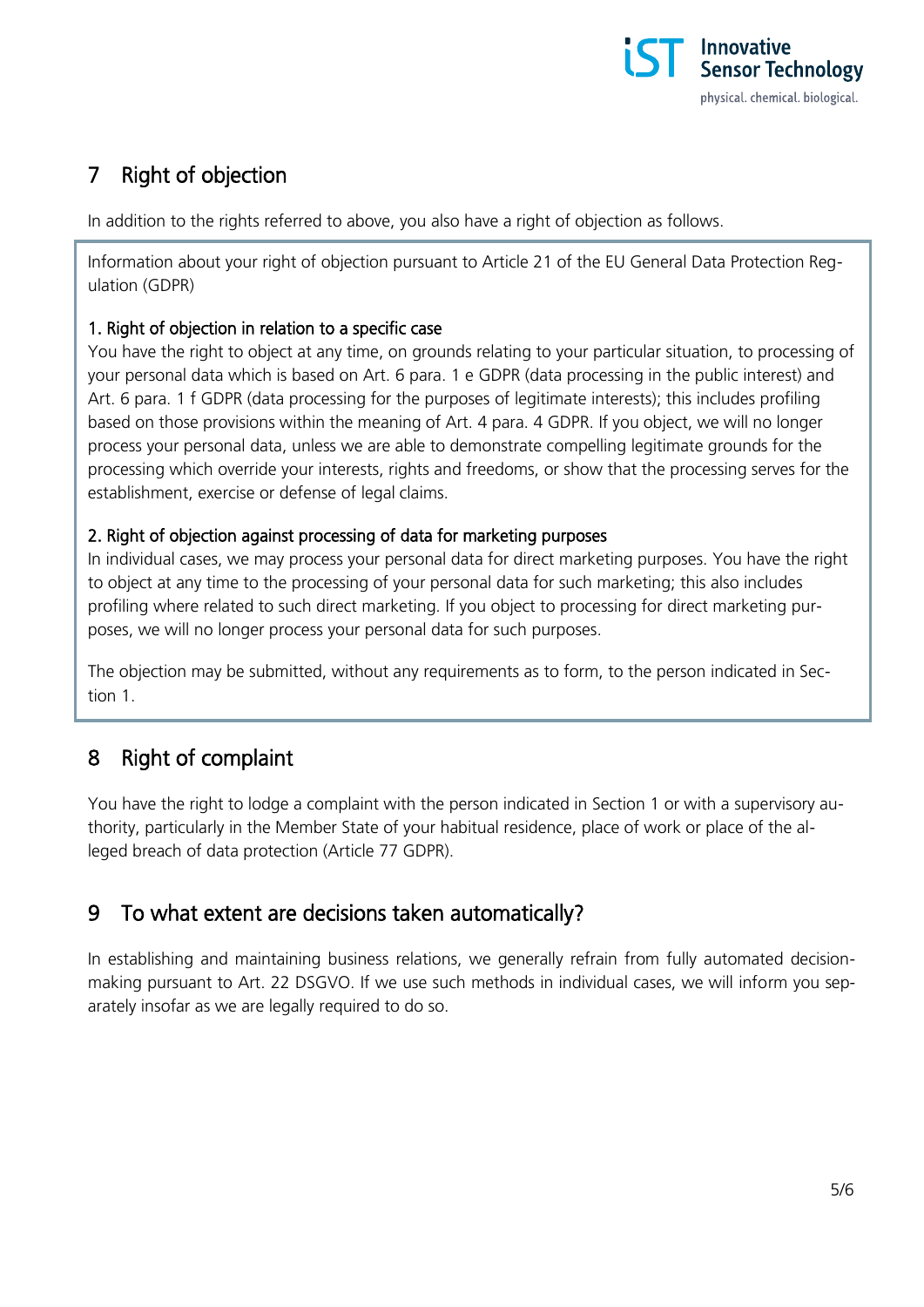## 7 Right of objection

In addition to the rights referred to above, you also have a right of objection as follows.

Information about your right of objection pursuant to Article 21 of the EU General Data Protection Regulation (GDPR)

**1. Right of objection in relation to a specific case**

You have the right to object at any time, on grounds relating to your particular situation, to processing of your personal data which is based on Art. 6 para. 1 e GDPR (data processing in the public interest) and Art. 6 para. 1 f GDPR (data processing for the purposes of legitimate interests); this includes profiling based on those provisions within the meaning of Art. 4 para. 4 GDPR. If you object, we will no longer process your personal data, unless we are able to demonstrate compelling legitimate grounds for the processing which override your interests, rights and freedoms, or show that the processing serves for the establishment, exercise or defense of legal claims.

**2. Right of objection against processing of data for marketing purposes**

In individual cases, we may process your personal data for direct marketing purposes. You have the right to object at any time to the processing of your personal data for such marketing; this also includes profiling where related to such direct marketing. If you object to processing for direct marketing purposes, we will no longer process your personal data for such purposes.

The objection may be submitted, without any requirements as to form, to the person indicated in Section 1.

## 8 Right of complaint

You have the right to lodge a complaint with the person indicated in Section 1 or with a supervisory authority, particularly in the Member State of your habitual residence, place of work or place of the alleged breach of data protection (Article 77 GDPR).

## 9 To what extent are decisions taken automatically?

In establishing and maintaining business relations, we generally refrain from fully automated decision-making pursuant to Art. 22 DSGVO. If we use such methods in individual cases, we will inform you separately insofar as we are legally required to do so.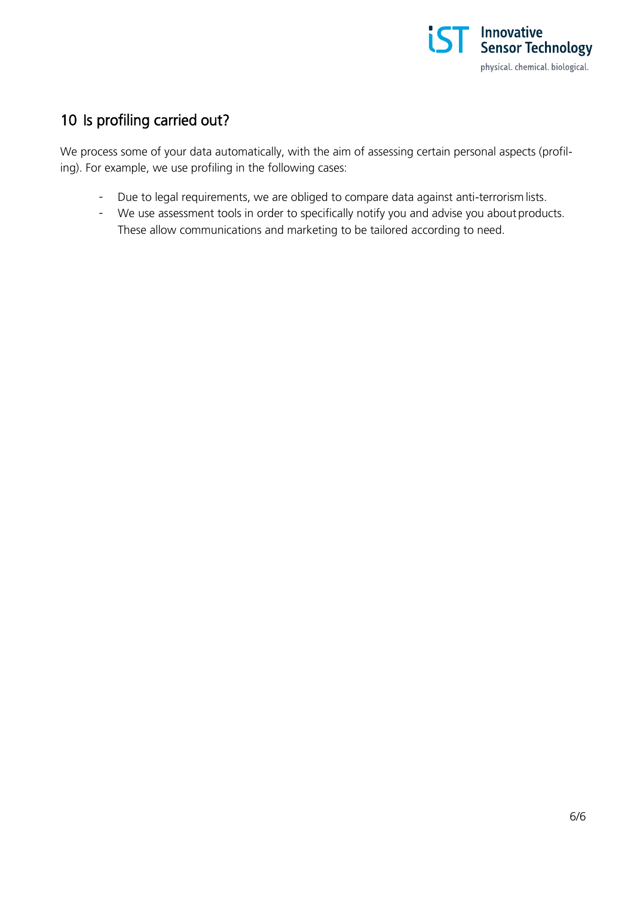## 10 Is profiling carried out?

We process some of your data automatically, with the aim of assessing certain personal aspects (profiling). For example, we use profiling in the following cases:

- Due to legal requirements, we are obliged to compare data against anti-terrorism lists.
- We use assessment tools in order to specifically notify you and advise you about products. These allow communications and marketing to be tailored according to need.